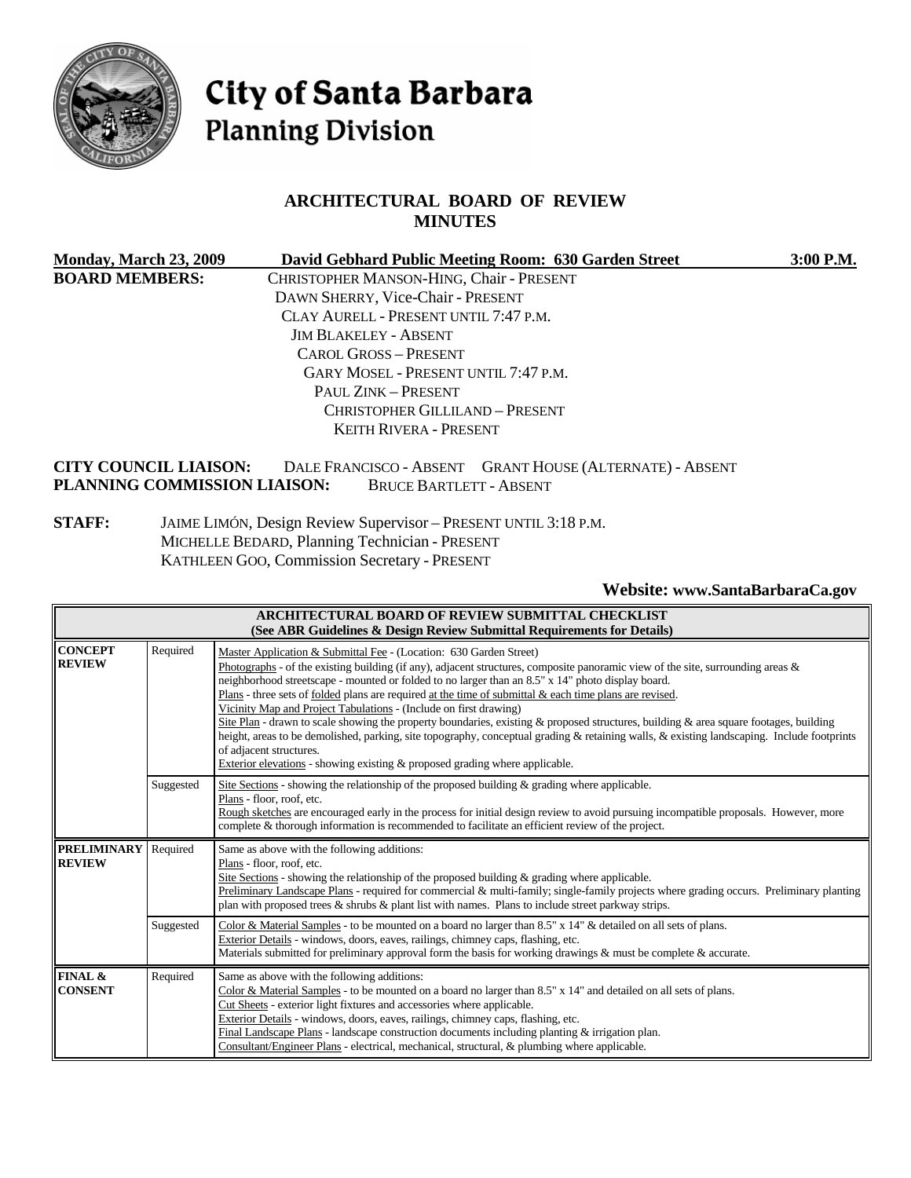# City of Santa Barbara
## Planning Division

## ARCHITECTURAL BOARD OF REVIEW MINUTES

**Monday, March 23, 2009** **David Gebhard Public Meeting Room: 630 Garden Street** **3:00 P.M.**

**BOARD MEMBERS:**
CHRISTOPHER MANSON-HING, Chair - PRESENT
DAWN SHERRY, Vice-Chair - PRESENT
CLAY AURELL - PRESENT UNTIL 7:47 P.M.
JIM BLAKELEY - ABSENT
CAROL GROSS – PRESENT
GARY MOSEL - PRESENT UNTIL 7:47 P.M.
PAUL ZINK – PRESENT
CHRISTOPHER GILLILAND – PRESENT
KEITH RIVERA - PRESENT

**CITY COUNCIL LIAISON:** DALE FRANCISCO - ABSENT GRANT HOUSE (ALTERNATE) - ABSENT
**PLANNING COMMISSION LIAISON:** BRUCE BARTLETT - ABSENT

**STAFF:**
JAIME LIMÓN, Design Review Supervisor – PRESENT UNTIL 3:18 P.M.
MICHELLE BEDARD, Planning Technician - PRESENT
KATHLEEN GOO, Commission Secretary - PRESENT

**Website: www.SantaBarbaraCa.gov**

| ARCHITECTURAL BOARD OF REVIEW SUBMITTAL CHECKLIST (See ABR Guidelines & Design Review Submittal Requirements for Details) | | |
|---|---|---|
| **CONCEPT REVIEW** | Required | Master Application & Submittal Fee - (Location: 630 Garden Street)<br>Photographs - of the existing building (if any), adjacent structures, composite panoramic view of the site, surrounding areas & neighborhood streetscape - mounted or folded to no larger than an 8.5" x 14" photo display board.<br>Plans - three sets of folded plans are required at the time of submittal & each time plans are revised.<br>Vicinity Map and Project Tabulations - (Include on first drawing)<br>Site Plan - drawn to scale showing the property boundaries, existing & proposed structures, building & area square footages, building height, areas to be demolished, parking, site topography, conceptual grading & retaining walls, & existing landscaping. Include footprints of adjacent structures.<br>Exterior elevations - showing existing & proposed grading where applicable. |
| | Suggested | Site Sections - showing the relationship of the proposed building & grading where applicable.<br>Plans - floor, roof, etc.<br>Rough sketches are encouraged early in the process for initial design review to avoid pursuing incompatible proposals. However, more complete & thorough information is recommended to facilitate an efficient review of the project. |
| **PRELIMINARY REVIEW** | Required | Same as above with the following additions:<br>Plans - floor, roof, etc.<br>Site Sections - showing the relationship of the proposed building & grading where applicable.<br>Preliminary Landscape Plans - required for commercial & multi-family; single-family projects where grading occurs. Preliminary planting plan with proposed trees & shrubs & plant list with names. Plans to include street parkway strips. |
| | Suggested | Color & Material Samples - to be mounted on a board no larger than 8.5" x 14" & detailed on all sets of plans.<br>Exterior Details - windows, doors, eaves, railings, chimney caps, flashing, etc.<br>Materials submitted for preliminary approval form the basis for working drawings & must be complete & accurate. |
| **FINAL & CONSENT** | Required | Same as above with the following additions:<br>Color & Material Samples - to be mounted on a board no larger than 8.5" x 14" and detailed on all sets of plans.<br>Cut Sheets - exterior light fixtures and accessories where applicable.<br>Exterior Details - windows, doors, eaves, railings, chimney caps, flashing, etc.<br>Final Landscape Plans - landscape construction documents including planting & irrigation plan.<br>Consultant/Engineer Plans - electrical, mechanical, structural, & plumbing where applicable. |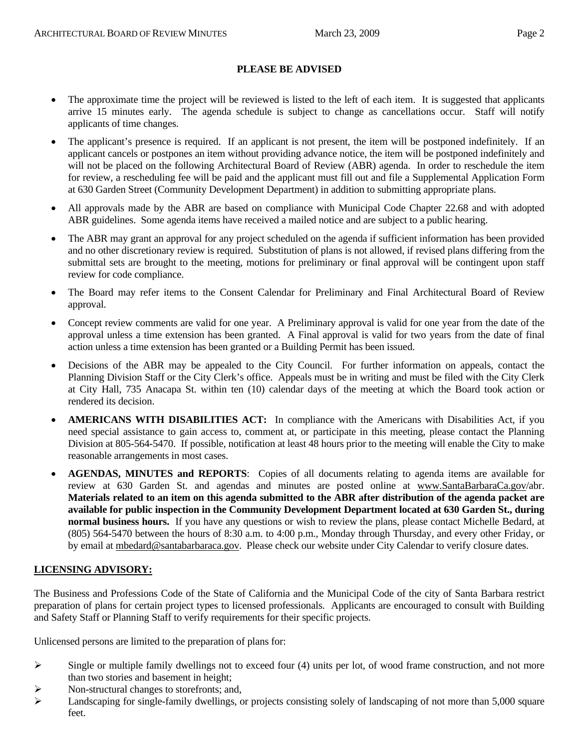**PLEASE BE ADVISED**

- The approximate time the project will be reviewed is listed to the left of each item. It is suggested that applicants arrive 15 minutes early. The agenda schedule is subject to change as cancellations occur. Staff will notify applicants of time changes.
- The applicant's presence is required. If an applicant is not present, the item will be postponed indefinitely. If an applicant cancels or postpones an item without providing advance notice, the item will be postponed indefinitely and will not be placed on the following Architectural Board of Review (ABR) agenda. In order to reschedule the item for review, a rescheduling fee will be paid and the applicant must fill out and file a Supplemental Application Form at 630 Garden Street (Community Development Department) in addition to submitting appropriate plans.
- All approvals made by the ABR are based on compliance with Municipal Code Chapter 22.68 and with adopted ABR guidelines. Some agenda items have received a mailed notice and are subject to a public hearing.
- The ABR may grant an approval for any project scheduled on the agenda if sufficient information has been provided and no other discretionary review is required. Substitution of plans is not allowed, if revised plans differing from the submittal sets are brought to the meeting, motions for preliminary or final approval will be contingent upon staff review for code compliance.
- The Board may refer items to the Consent Calendar for Preliminary and Final Architectural Board of Review approval.
- Concept review comments are valid for one year. A Preliminary approval is valid for one year from the date of the approval unless a time extension has been granted. A Final approval is valid for two years from the date of final action unless a time extension has been granted or a Building Permit has been issued.
- Decisions of the ABR may be appealed to the City Council. For further information on appeals, contact the Planning Division Staff or the City Clerk's office. Appeals must be in writing and must be filed with the City Clerk at City Hall, 735 Anacapa St. within ten (10) calendar days of the meeting at which the Board took action or rendered its decision.
- **AMERICANS WITH DISABILITIES ACT:** In compliance with the Americans with Disabilities Act, if you need special assistance to gain access to, comment at, or participate in this meeting, please contact the Planning Division at 805-564-5470. If possible, notification at least 48 hours prior to the meeting will enable the City to make reasonable arrangements in most cases.
- **AGENDAS, MINUTES and REPORTS**: Copies of all documents relating to agenda items are available for review at 630 Garden St. and agendas and minutes are posted online at www.SantaBarbaraCa.gov/abr. **Materials related to an item on this agenda submitted to the ABR after distribution of the agenda packet are available for public inspection in the Community Development Department located at 630 Garden St., during normal business hours.** If you have any questions or wish to review the plans, please contact Michelle Bedard, at (805) 564-5470 between the hours of 8:30 a.m. to 4:00 p.m., Monday through Thursday, and every other Friday, or by email at mbedard@santabarbaraca.gov. Please check our website under City Calendar to verify closure dates.

**LICENSING ADVISORY:**

The Business and Professions Code of the State of California and the Municipal Code of the city of Santa Barbara restrict preparation of plans for certain project types to licensed professionals. Applicants are encouraged to consult with Building and Safety Staff or Planning Staff to verify requirements for their specific projects.

Unlicensed persons are limited to the preparation of plans for:

- Single or multiple family dwellings not to exceed four (4) units per lot, of wood frame construction, and not more than two stories and basement in height;
- Non-structural changes to storefronts; and,
- Landscaping for single-family dwellings, or projects consisting solely of landscaping of not more than 5,000 square feet.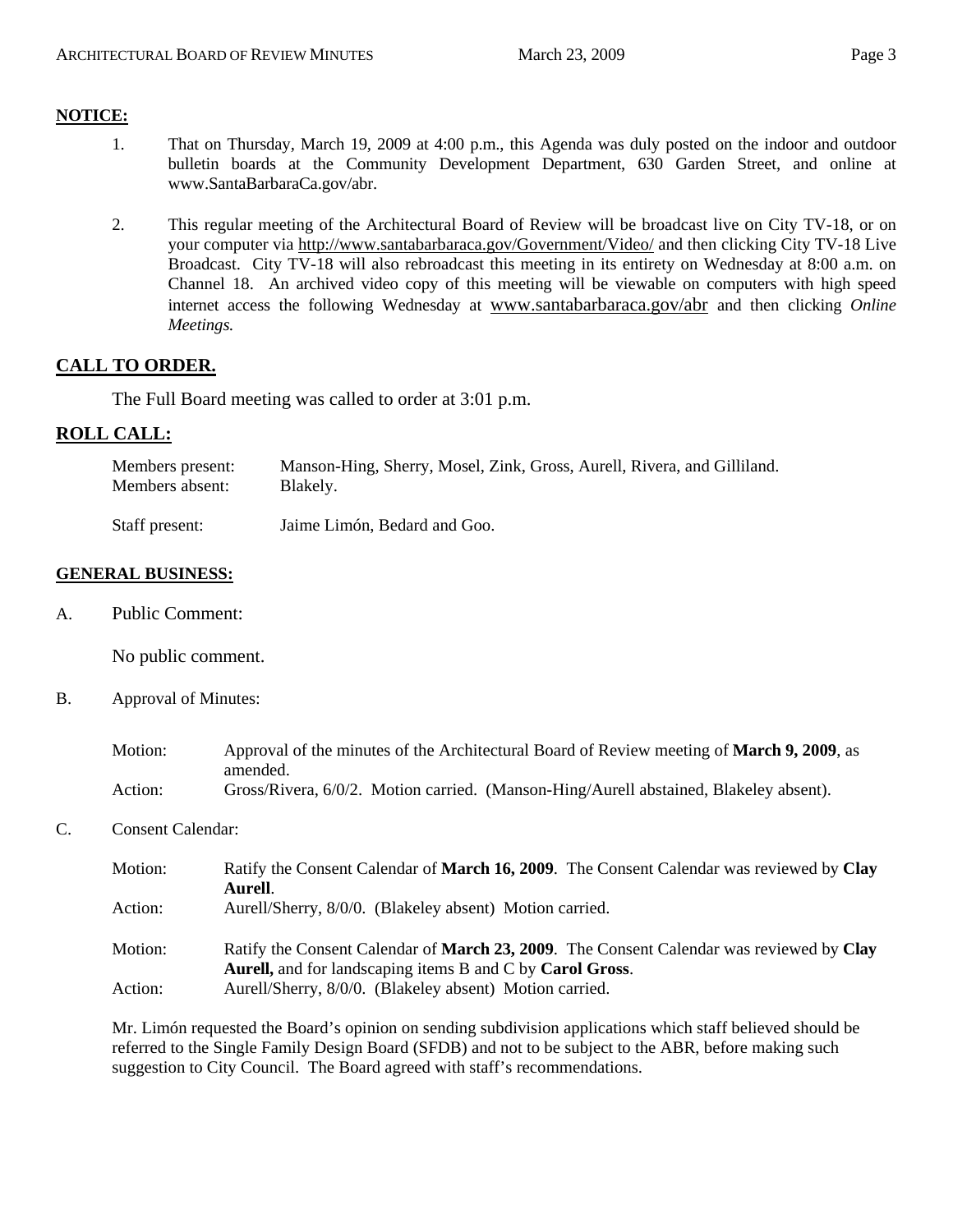## NOTICE:

1. That on Thursday, March 19, 2009 at 4:00 p.m., this Agenda was duly posted on the indoor and outdoor bulletin boards at the Community Development Department, 630 Garden Street, and online at www.SantaBarbaraCa.gov/abr.

2. This regular meeting of the Architectural Board of Review will be broadcast live on City TV-18, or on your computer via http://www.santabarbaraca.gov/Government/Video/ and then clicking City TV-18 Live Broadcast. City TV-18 will also rebroadcast this meeting in its entirety on Wednesday at 8:00 a.m. on Channel 18. An archived video copy of this meeting will be viewable on computers with high speed internet access the following Wednesday at www.santabarbaraca.gov/abr and then clicking *Online Meetings.*

## CALL TO ORDER.

The Full Board meeting was called to order at 3:01 p.m.

## ROLL CALL:

Members present: Manson-Hing, Sherry, Mosel, Zink, Gross, Aurell, Rivera, and Gilliland.
Members absent: Blakely.

Staff present: Jaime Limón, Bedard and Goo.

## GENERAL BUSINESS:

A. Public Comment:

No public comment.

B. Approval of Minutes:

Motion: Approval of the minutes of the Architectural Board of Review meeting of **March 9, 2009**, as amended.
Action: Gross/Rivera, 6/0/2. Motion carried. (Manson-Hing/Aurell abstained, Blakeley absent).

C. Consent Calendar:

Motion: Ratify the Consent Calendar of **March 16, 2009**. The Consent Calendar was reviewed by **Clay Aurell**.
Action: Aurell/Sherry, 8/0/0. (Blakeley absent) Motion carried.

Motion: Ratify the Consent Calendar of **March 23, 2009**. The Consent Calendar was reviewed by **Clay Aurell,** and for landscaping items B and C by **Carol Gross**.
Action: Aurell/Sherry, 8/0/0. (Blakeley absent) Motion carried.

Mr. Limón requested the Board's opinion on sending subdivision applications which staff believed should be referred to the Single Family Design Board (SFDB) and not to be subject to the ABR, before making such suggestion to City Council. The Board agreed with staff's recommendations.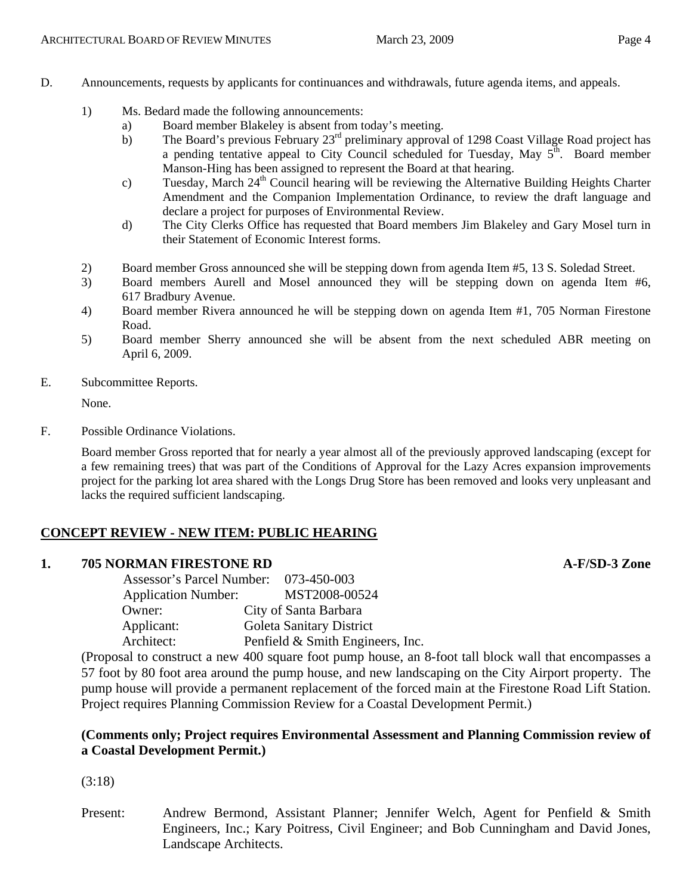D. Announcements, requests by applicants for continuances and withdrawals, future agenda items, and appeals.

1) Ms. Bedard made the following announcements:
   a) Board member Blakeley is absent from today's meeting.
   b) The Board's previous February 23rd preliminary approval of 1298 Coast Village Road project has a pending tentative appeal to City Council scheduled for Tuesday, May 5th. Board member Manson-Hing has been assigned to represent the Board at that hearing.
   c) Tuesday, March 24th Council hearing will be reviewing the Alternative Building Heights Charter Amendment and the Companion Implementation Ordinance, to review the draft language and declare a project for purposes of Environmental Review.
   d) The City Clerks Office has requested that Board members Jim Blakeley and Gary Mosel turn in their Statement of Economic Interest forms.
2) Board member Gross announced she will be stepping down from agenda Item #5, 13 S. Soledad Street.
3) Board members Aurell and Mosel announced they will be stepping down on agenda Item #6, 617 Bradbury Avenue.
4) Board member Rivera announced he will be stepping down on agenda Item #1, 705 Norman Firestone Road.
5) Board member Sherry announced she will be absent from the next scheduled ABR meeting on April 6, 2009.

E. Subcommittee Reports.

None.

F. Possible Ordinance Violations.

Board member Gross reported that for nearly a year almost all of the previously approved landscaping (except for a few remaining trees) that was part of the Conditions of Approval for the Lazy Acres expansion improvements project for the parking lot area shared with the Longs Drug Store has been removed and looks very unpleasant and lacks the required sufficient landscaping.

## CONCEPT REVIEW - NEW ITEM: PUBLIC HEARING

### 1. 705 NORMAN FIRESTONE RD — A-F/SD-3 Zone

Assessor's Parcel Number: 073-450-003
Application Number: MST2008-00524
Owner: City of Santa Barbara
Applicant: Goleta Sanitary District
Architect: Penfield & Smith Engineers, Inc.

(Proposal to construct a new 400 square foot pump house, an 8-foot tall block wall that encompasses a 57 foot by 80 foot area around the pump house, and new landscaping on the City Airport property. The pump house will provide a permanent replacement of the forced main at the Firestone Road Lift Station. Project requires Planning Commission Review for a Coastal Development Permit.)

**(Comments only; Project requires Environmental Assessment and Planning Commission review of a Coastal Development Permit.)**

(3:18)

Present: Andrew Bermond, Assistant Planner; Jennifer Welch, Agent for Penfield & Smith Engineers, Inc.; Kary Poitress, Civil Engineer; and Bob Cunningham and David Jones, Landscape Architects.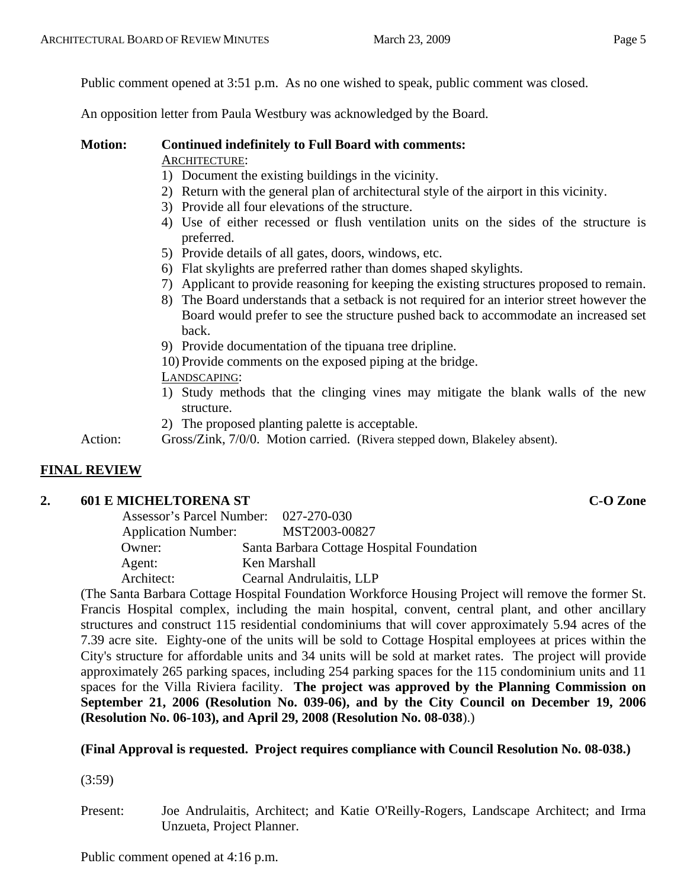Public comment opened at 3:51 p.m. As no one wished to speak, public comment was closed.

An opposition letter from Paula Westbury was acknowledged by the Board.

**Motion:** **Continued indefinitely to Full Board with comments:**

<u>ARCHITECTURE</u>:

1) Document the existing buildings in the vicinity.
2) Return with the general plan of architectural style of the airport in this vicinity.
3) Provide all four elevations of the structure.
4) Use of either recessed or flush ventilation units on the sides of the structure is preferred.
5) Provide details of all gates, doors, windows, etc.
6) Flat skylights are preferred rather than domes shaped skylights.
7) Applicant to provide reasoning for keeping the existing structures proposed to remain.
8) The Board understands that a setback is not required for an interior street however the Board would prefer to see the structure pushed back to accommodate an increased set back.
9) Provide documentation of the tipuana tree dripline.
10) Provide comments on the exposed piping at the bridge.

<u>LANDSCAPING</u>:

1) Study methods that the clinging vines may mitigate the blank walls of the new structure.
2) The proposed planting palette is acceptable.

Action: Gross/Zink, 7/0/0. Motion carried. (Rivera stepped down, Blakeley absent).

## FINAL REVIEW

### 2. 601 E MICHELTORENA ST — C-O Zone

Assessor's Parcel Number: 027-270-030
Application Number: MST2003-00827
Owner: Santa Barbara Cottage Hospital Foundation
Agent: Ken Marshall
Architect: Cearnal Andrulaitis, LLP

(The Santa Barbara Cottage Hospital Foundation Workforce Housing Project will remove the former St. Francis Hospital complex, including the main hospital, convent, central plant, and other ancillary structures and construct 115 residential condominiums that will cover approximately 5.94 acres of the 7.39 acre site. Eighty-one of the units will be sold to Cottage Hospital employees at prices within the City's structure for affordable units and 34 units will be sold at market rates. The project will provide approximately 265 parking spaces, including 254 parking spaces for the 115 condominium units and 11 spaces for the Villa Riviera facility. **The project was approved by the Planning Commission on September 21, 2006 (Resolution No. 039-06), and by the City Council on December 19, 2006 (Resolution No. 06-103), and April 29, 2008 (Resolution No. 08-038)**.)

**(Final Approval is requested. Project requires compliance with Council Resolution No. 08-038.)**

(3:59)

Present: Joe Andrulaitis, Architect; and Katie O'Reilly-Rogers, Landscape Architect; and Irma Unzueta, Project Planner.

Public comment opened at 4:16 p.m.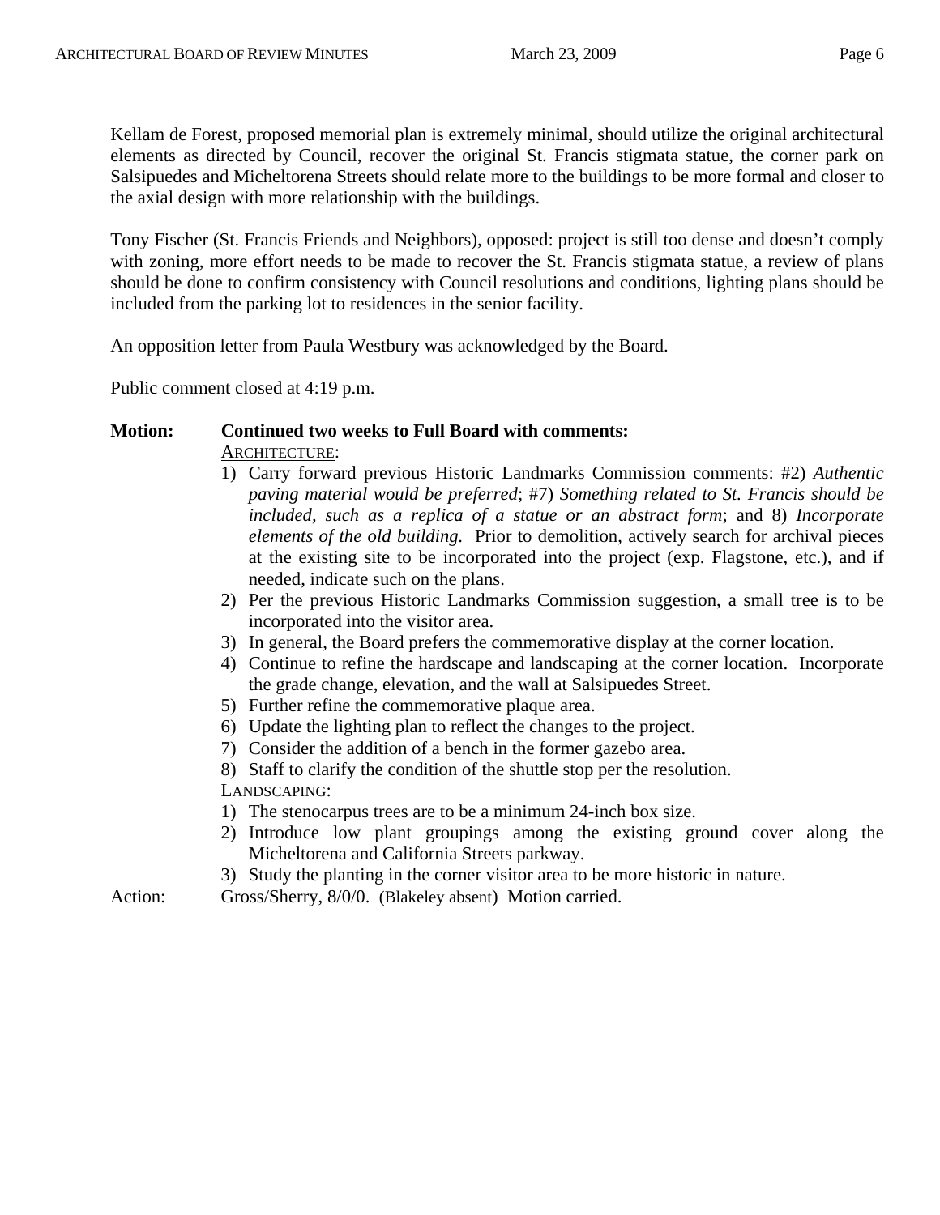Kellam de Forest, proposed memorial plan is extremely minimal, should utilize the original architectural elements as directed by Council, recover the original St. Francis stigmata statue, the corner park on Salsipuedes and Micheltorena Streets should relate more to the buildings to be more formal and closer to the axial design with more relationship with the buildings.

Tony Fischer (St. Francis Friends and Neighbors), opposed: project is still too dense and doesn't comply with zoning, more effort needs to be made to recover the St. Francis stigmata statue, a review of plans should be done to confirm consistency with Council resolutions and conditions, lighting plans should be included from the parking lot to residences in the senior facility.

An opposition letter from Paula Westbury was acknowledged by the Board.

Public comment closed at 4:19 p.m.

**Motion: Continued two weeks to Full Board with comments:**

ARCHITECTURE:

1) Carry forward previous Historic Landmarks Commission comments: #2) *Authentic paving material would be preferred*; #7) *Something related to St. Francis should be included, such as a replica of a statue or an abstract form*; and 8) *Incorporate elements of the old building.* Prior to demolition, actively search for archival pieces at the existing site to be incorporated into the project (exp. Flagstone, etc.), and if needed, indicate such on the plans.
2) Per the previous Historic Landmarks Commission suggestion, a small tree is to be incorporated into the visitor area.
3) In general, the Board prefers the commemorative display at the corner location.
4) Continue to refine the hardscape and landscaping at the corner location. Incorporate the grade change, elevation, and the wall at Salsipuedes Street.
5) Further refine the commemorative plaque area.
6) Update the lighting plan to reflect the changes to the project.
7) Consider the addition of a bench in the former gazebo area.
8) Staff to clarify the condition of the shuttle stop per the resolution.

LANDSCAPING:

1) The stenocarpus trees are to be a minimum 24-inch box size.
2) Introduce low plant groupings among the existing ground cover along the Micheltorena and California Streets parkway.
3) Study the planting in the corner visitor area to be more historic in nature.

Action: Gross/Sherry, 8/0/0. (Blakeley absent) Motion carried.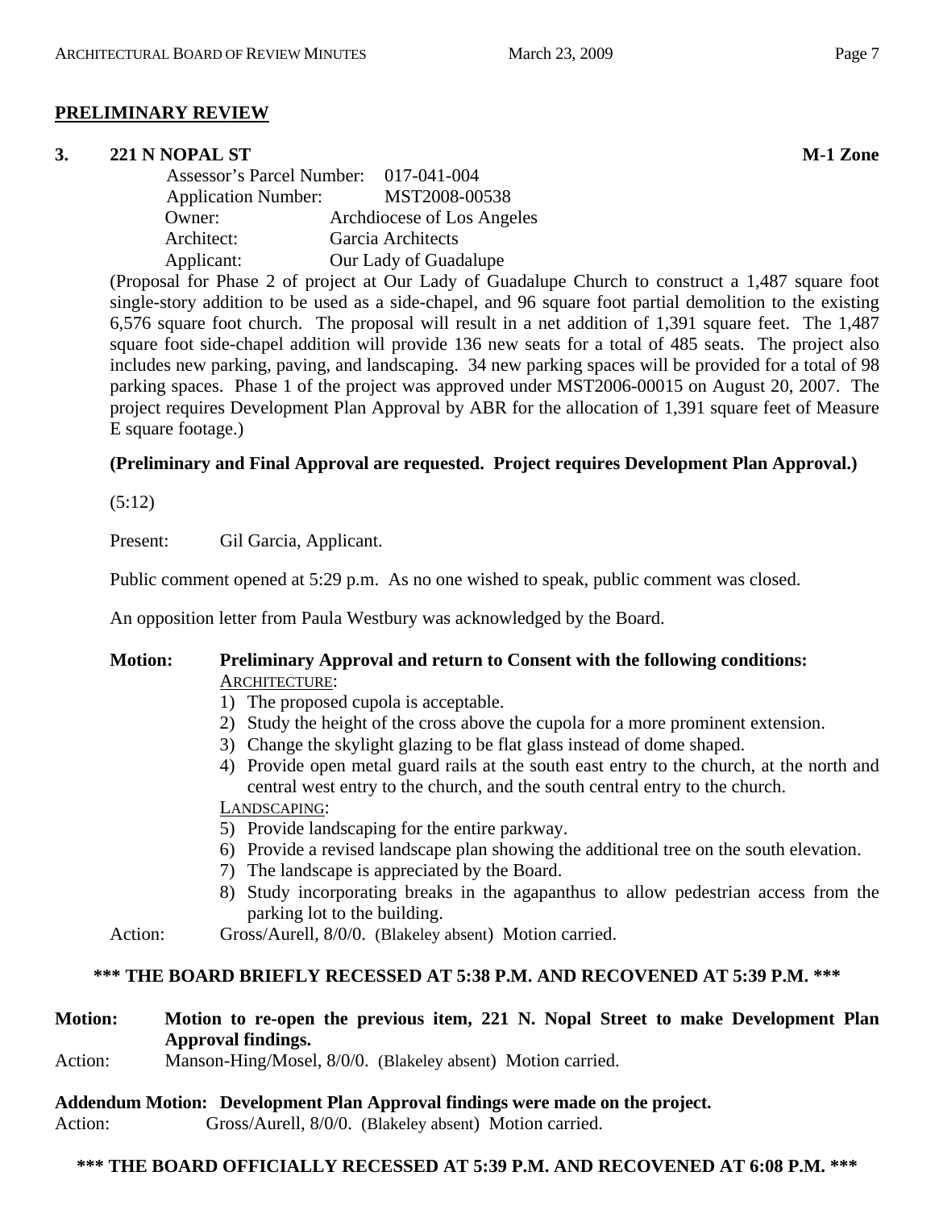## PRELIMINARY REVIEW

**3. 221 N NOPAL ST** **M-1 Zone**

Assessor's Parcel Number: 017-041-004
Application Number: MST2008-00538
Owner: Archdiocese of Los Angeles
Architect: Garcia Architects
Applicant: Our Lady of Guadalupe

(Proposal for Phase 2 of project at Our Lady of Guadalupe Church to construct a 1,487 square foot single-story addition to be used as a side-chapel, and 96 square foot partial demolition to the existing 6,576 square foot church. The proposal will result in a net addition of 1,391 square feet. The 1,487 square foot side-chapel addition will provide 136 new seats for a total of 485 seats. The project also includes new parking, paving, and landscaping. 34 new parking spaces will be provided for a total of 98 parking spaces. Phase 1 of the project was approved under MST2006-00015 on August 20, 2007. The project requires Development Plan Approval by ABR for the allocation of 1,391 square feet of Measure E square footage.)

**(Preliminary and Final Approval are requested. Project requires Development Plan Approval.)**

(5:12)

Present: Gil Garcia, Applicant.

Public comment opened at 5:29 p.m. As no one wished to speak, public comment was closed.

An opposition letter from Paula Westbury was acknowledged by the Board.

**Motion: Preliminary Approval and return to Consent with the following conditions:**

ARCHITECTURE:

1) The proposed cupola is acceptable.
2) Study the height of the cross above the cupola for a more prominent extension.
3) Change the skylight glazing to be flat glass instead of dome shaped.
4) Provide open metal guard rails at the south east entry to the church, at the north and central west entry to the church, and the south central entry to the church.

LANDSCAPING:

5) Provide landscaping for the entire parkway.
6) Provide a revised landscape plan showing the additional tree on the south elevation.
7) The landscape is appreciated by the Board.
8) Study incorporating breaks in the agapanthus to allow pedestrian access from the parking lot to the building.

Action: Gross/Aurell, 8/0/0. (Blakeley absent) Motion carried.

**\*\*\* THE BOARD BRIEFLY RECESSED AT 5:38 P.M. AND RECOVENED AT 5:39 P.M. \*\*\***

**Motion: Motion to re-open the previous item, 221 N. Nopal Street to make Development Plan Approval findings.**

Action: Manson-Hing/Mosel, 8/0/0. (Blakeley absent) Motion carried.

**Addendum Motion: Development Plan Approval findings were made on the project.**

Action: Gross/Aurell, 8/0/0. (Blakeley absent) Motion carried.

**\*\*\* THE BOARD OFFICIALLY RECESSED AT 5:39 P.M. AND RECOVENED AT 6:08 P.M. \*\*\***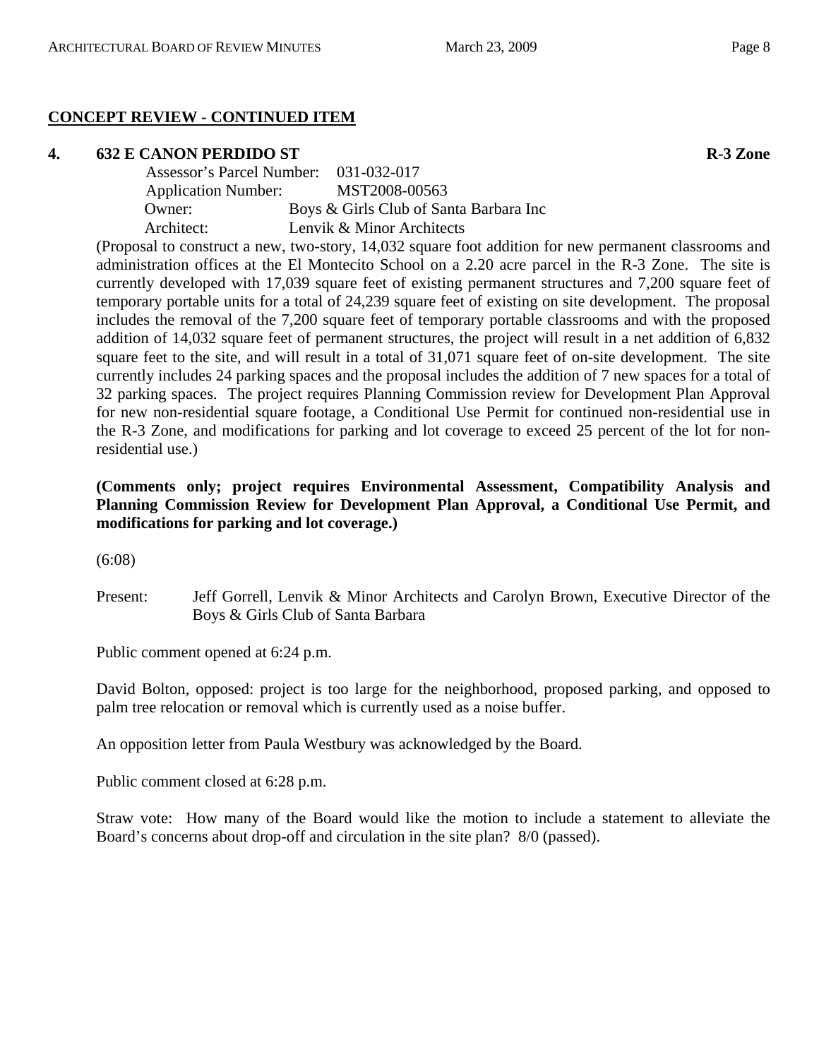## CONCEPT REVIEW - CONTINUED ITEM

**4. 632 E CANON PERDIDO ST** **R-3 Zone**

Assessor's Parcel Number: 031-032-017
Application Number: MST2008-00563
Owner: Boys & Girls Club of Santa Barbara Inc
Architect: Lenvik & Minor Architects

(Proposal to construct a new, two-story, 14,032 square foot addition for new permanent classrooms and administration offices at the El Montecito School on a 2.20 acre parcel in the R-3 Zone. The site is currently developed with 17,039 square feet of existing permanent structures and 7,200 square feet of temporary portable units for a total of 24,239 square feet of existing on site development. The proposal includes the removal of the 7,200 square feet of temporary portable classrooms and with the proposed addition of 14,032 square feet of permanent structures, the project will result in a net addition of 6,832 square feet to the site, and will result in a total of 31,071 square feet of on-site development. The site currently includes 24 parking spaces and the proposal includes the addition of 7 new spaces for a total of 32 parking spaces. The project requires Planning Commission review for Development Plan Approval for new non-residential square footage, a Conditional Use Permit for continued non-residential use in the R-3 Zone, and modifications for parking and lot coverage to exceed 25 percent of the lot for non-residential use.)

**(Comments only; project requires Environmental Assessment, Compatibility Analysis and Planning Commission Review for Development Plan Approval, a Conditional Use Permit, and modifications for parking and lot coverage.)**

(6:08)

Present: Jeff Gorrell, Lenvik & Minor Architects and Carolyn Brown, Executive Director of the Boys & Girls Club of Santa Barbara

Public comment opened at 6:24 p.m.

David Bolton, opposed: project is too large for the neighborhood, proposed parking, and opposed to palm tree relocation or removal which is currently used as a noise buffer.

An opposition letter from Paula Westbury was acknowledged by the Board.

Public comment closed at 6:28 p.m.

Straw vote: How many of the Board would like the motion to include a statement to alleviate the Board's concerns about drop-off and circulation in the site plan? 8/0 (passed).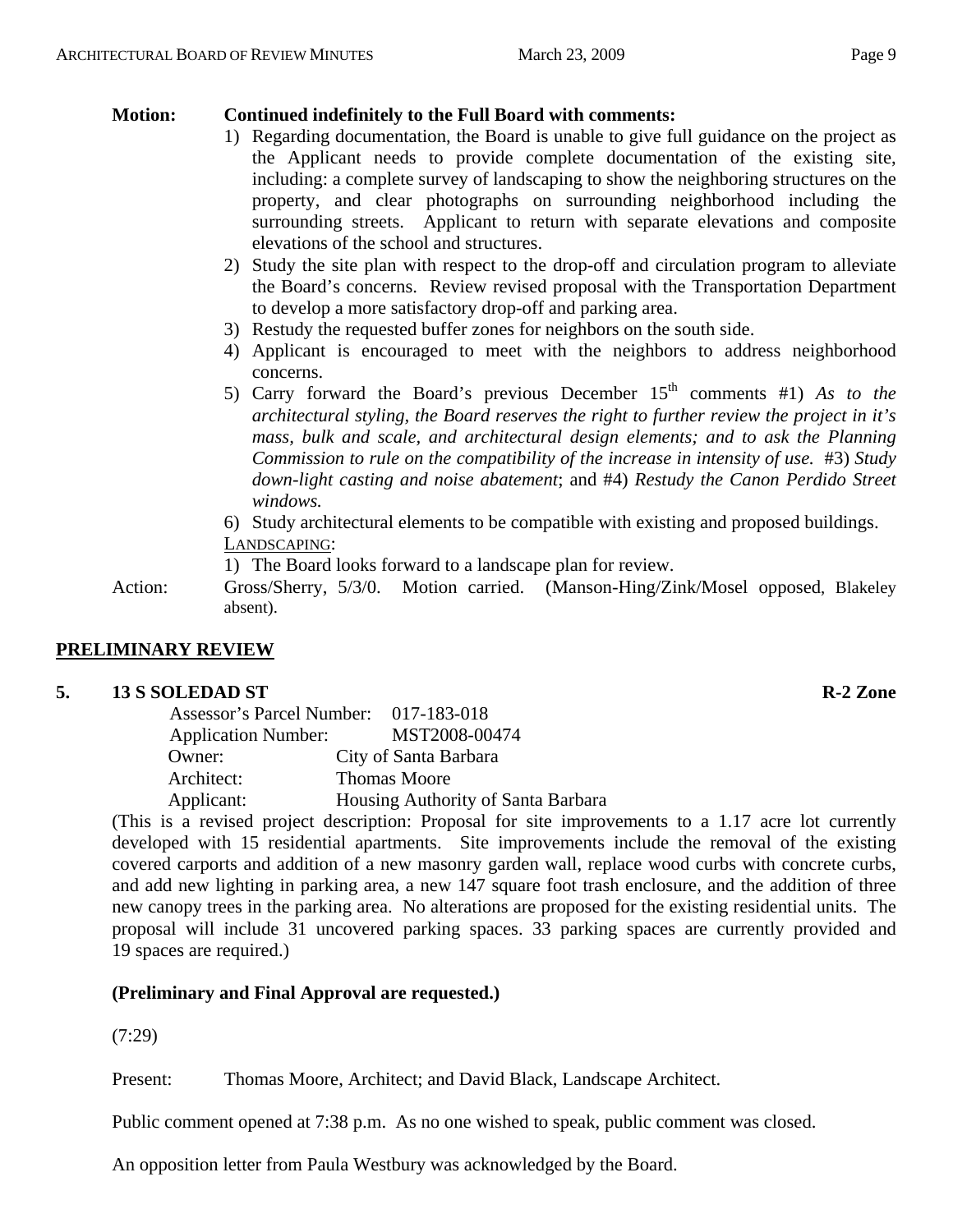**Motion:** **Continued indefinitely to the Full Board with comments:**

1) Regarding documentation, the Board is unable to give full guidance on the project as the Applicant needs to provide complete documentation of the existing site, including: a complete survey of landscaping to show the neighboring structures on the property, and clear photographs on surrounding neighborhood including the surrounding streets. Applicant to return with separate elevations and composite elevations of the school and structures.
2) Study the site plan with respect to the drop-off and circulation program to alleviate the Board's concerns. Review revised proposal with the Transportation Department to develop a more satisfactory drop-off and parking area.
3) Restudy the requested buffer zones for neighbors on the south side.
4) Applicant is encouraged to meet with the neighbors to address neighborhood concerns.
5) Carry forward the Board's previous December 15th comments #1) *As to the architectural styling, the Board reserves the right to further review the project in it's mass, bulk and scale, and architectural design elements; and to ask the Planning Commission to rule on the compatibility of the increase in intensity of use.* #3) *Study down-light casting and noise abatement*; and #4) *Restudy the Canon Perdido Street windows.*
6) Study architectural elements to be compatible with existing and proposed buildings.

<u>LANDSCAPING</u>:

1) The Board looks forward to a landscape plan for review.

Action: Gross/Sherry, 5/3/0. Motion carried. (Manson-Hing/Zink/Mosel opposed, Blakeley absent).

## PRELIMINARY REVIEW

### 5. 13 S SOLEDAD ST — R-2 Zone

Assessor's Parcel Number: 017-183-018
Application Number: MST2008-00474
Owner: City of Santa Barbara
Architect: Thomas Moore
Applicant: Housing Authority of Santa Barbara

(This is a revised project description: Proposal for site improvements to a 1.17 acre lot currently developed with 15 residential apartments. Site improvements include the removal of the existing covered carports and addition of a new masonry garden wall, replace wood curbs with concrete curbs, and add new lighting in parking area, a new 147 square foot trash enclosure, and the addition of three new canopy trees in the parking area. No alterations are proposed for the existing residential units. The proposal will include 31 uncovered parking spaces. 33 parking spaces are currently provided and 19 spaces are required.)

**(Preliminary and Final Approval are requested.)**

(7:29)

Present: Thomas Moore, Architect; and David Black, Landscape Architect.

Public comment opened at 7:38 p.m. As no one wished to speak, public comment was closed.

An opposition letter from Paula Westbury was acknowledged by the Board.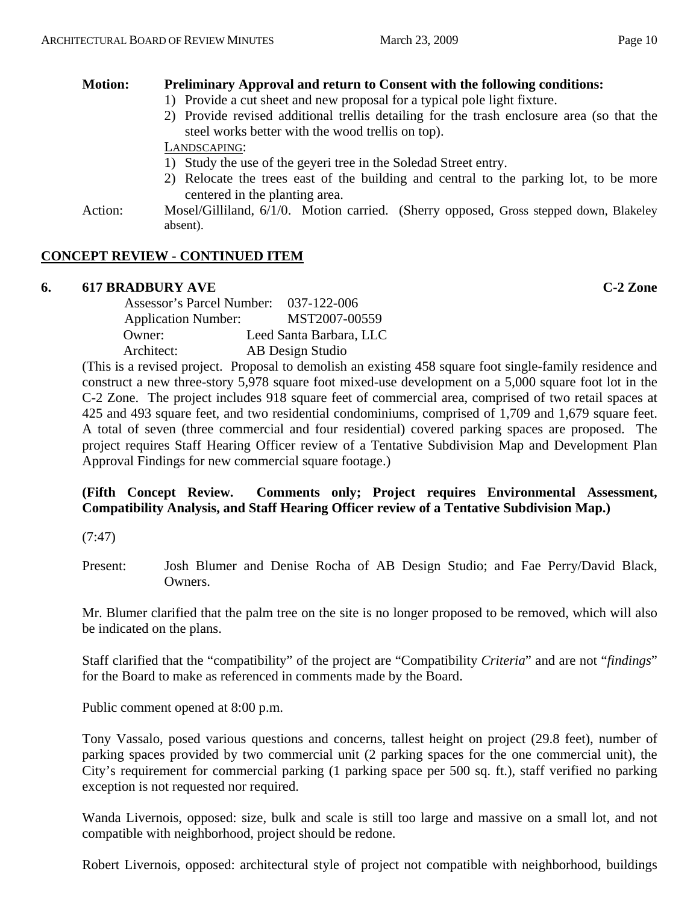**Motion:** **Preliminary Approval and return to Consent with the following conditions:**

1) Provide a cut sheet and new proposal for a typical pole light fixture.
2) Provide revised additional trellis detailing for the trash enclosure area (so that the steel works better with the wood trellis on top).

LANDSCAPING:

1) Study the use of the geyeri tree in the Soledad Street entry.
2) Relocate the trees east of the building and central to the parking lot, to be more centered in the planting area.

Action: Mosel/Gilliland, 6/1/0. Motion carried. (Sherry opposed, Gross stepped down, Blakeley absent).

## CONCEPT REVIEW - CONTINUED ITEM

### 6. 617 BRADBURY AVE — C-2 Zone

Assessor's Parcel Number: 037-122-006
Application Number: MST2007-00559
Owner: Leed Santa Barbara, LLC
Architect: AB Design Studio

(This is a revised project. Proposal to demolish an existing 458 square foot single-family residence and construct a new three-story 5,978 square foot mixed-use development on a 5,000 square foot lot in the C-2 Zone. The project includes 918 square feet of commercial area, comprised of two retail spaces at 425 and 493 square feet, and two residential condominiums, comprised of 1,709 and 1,679 square feet. A total of seven (three commercial and four residential) covered parking spaces are proposed. The project requires Staff Hearing Officer review of a Tentative Subdivision Map and Development Plan Approval Findings for new commercial square footage.)

**(Fifth Concept Review. Comments only; Project requires Environmental Assessment, Compatibility Analysis, and Staff Hearing Officer review of a Tentative Subdivision Map.)**

(7:47)

Present: Josh Blumer and Denise Rocha of AB Design Studio; and Fae Perry/David Black, Owners.

Mr. Blumer clarified that the palm tree on the site is no longer proposed to be removed, which will also be indicated on the plans.

Staff clarified that the "compatibility" of the project are "Compatibility *Criteria*" and are not "*findings*" for the Board to make as referenced in comments made by the Board.

Public comment opened at 8:00 p.m.

Tony Vassalo, posed various questions and concerns, tallest height on project (29.8 feet), number of parking spaces provided by two commercial unit (2 parking spaces for the one commercial unit), the City's requirement for commercial parking (1 parking space per 500 sq. ft.), staff verified no parking exception is not requested nor required.

Wanda Livernois, opposed: size, bulk and scale is still too large and massive on a small lot, and not compatible with neighborhood, project should be redone.

Robert Livernois, opposed: architectural style of project not compatible with neighborhood, buildings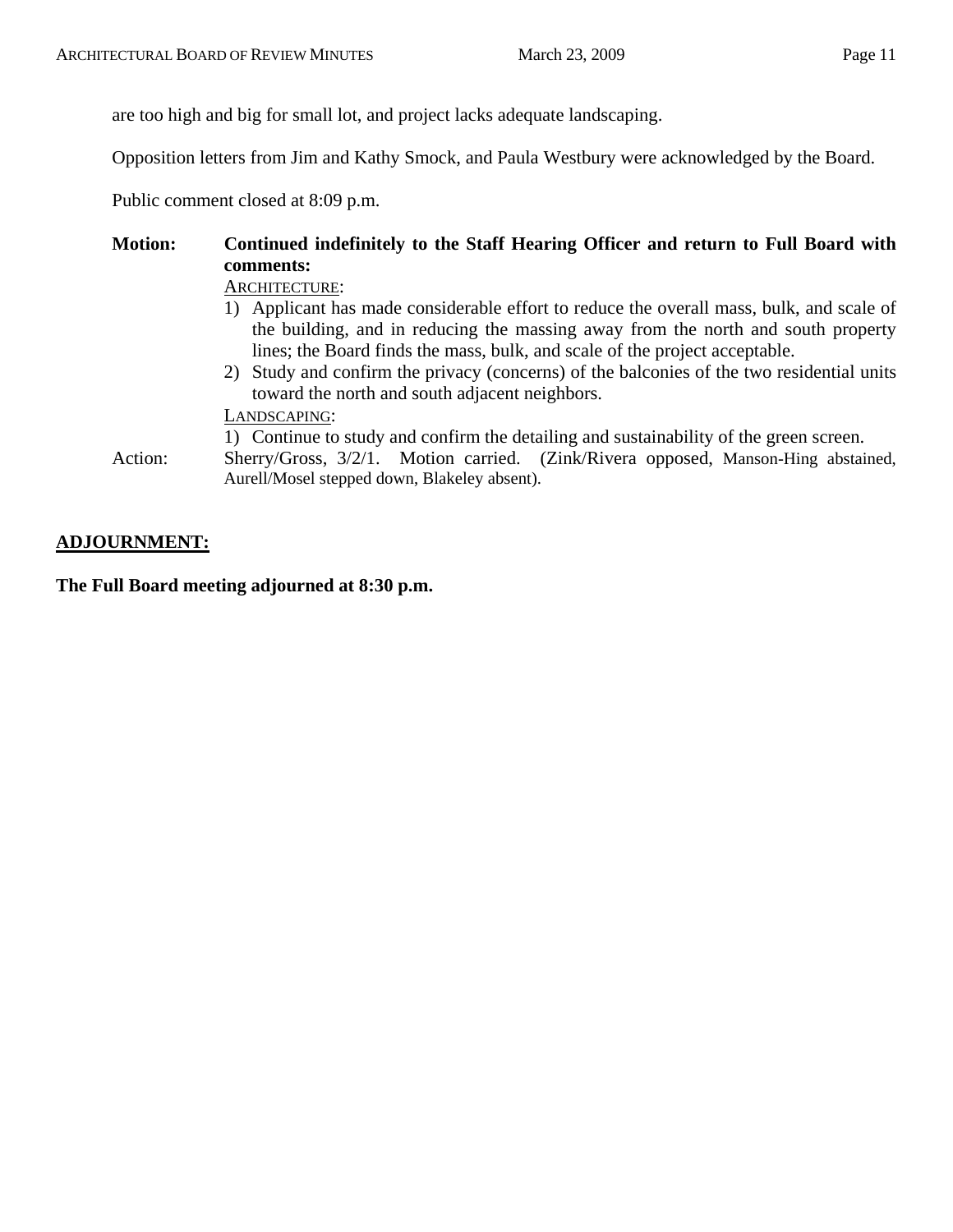are too high and big for small lot, and project lacks adequate landscaping.

Opposition letters from Jim and Kathy Smock, and Paula Westbury were acknowledged by the Board.

Public comment closed at 8:09 p.m.

**Motion:** **Continued indefinitely to the Staff Hearing Officer and return to Full Board with comments:**

ARCHITECTURE:

1) Applicant has made considerable effort to reduce the overall mass, bulk, and scale of the building, and in reducing the massing away from the north and south property lines; the Board finds the mass, bulk, and scale of the project acceptable.
2) Study and confirm the privacy (concerns) of the balconies of the two residential units toward the north and south adjacent neighbors.

LANDSCAPING:

1) Continue to study and confirm the detailing and sustainability of the green screen.

Action: Sherry/Gross, 3/2/1. Motion carried. (Zink/Rivera opposed, Manson-Hing abstained, Aurell/Mosel stepped down, Blakeley absent).

## ADJOURNMENT:

**The Full Board meeting adjourned at 8:30 p.m.**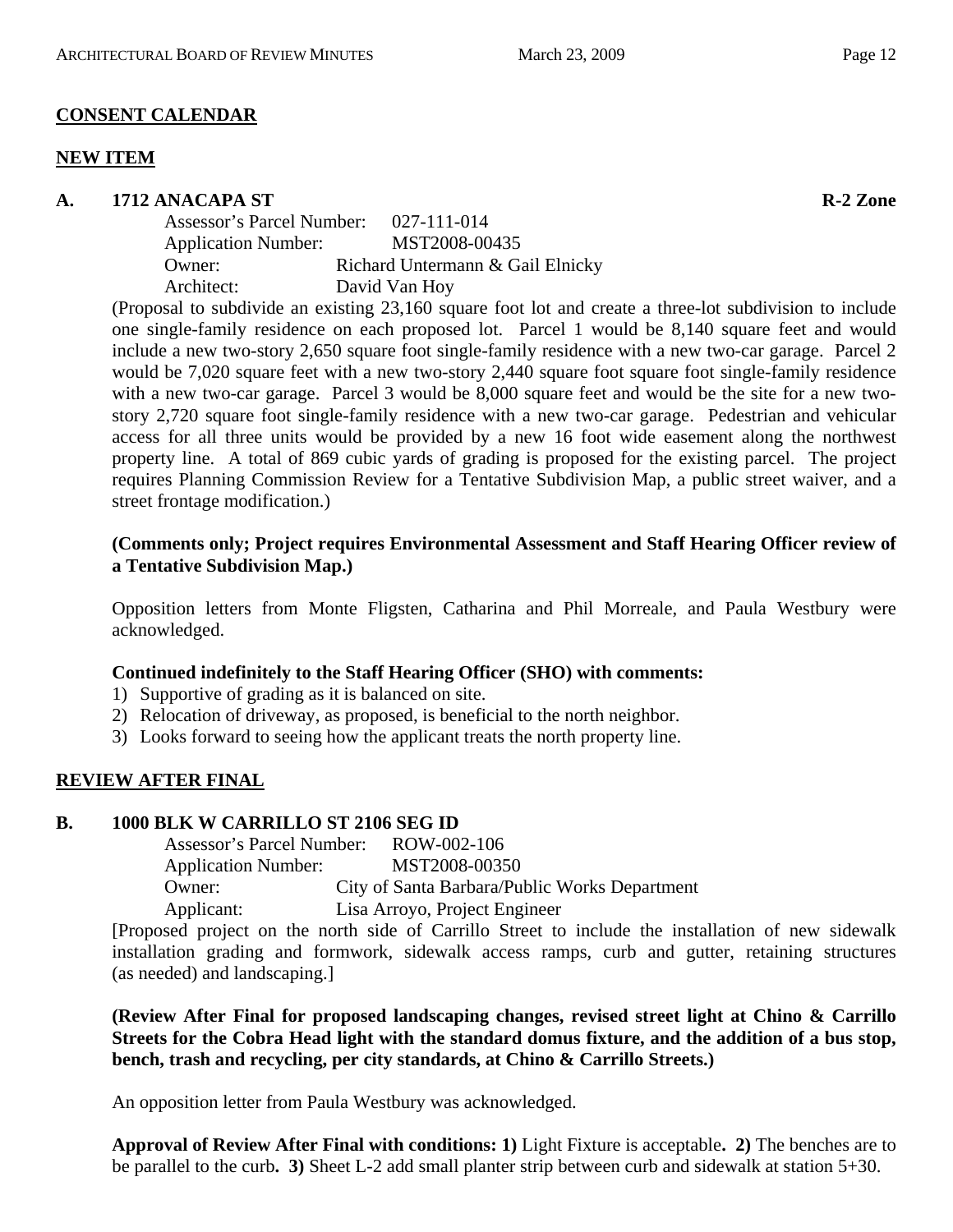**CONSENT CALENDAR**

**NEW ITEM**

**A. 1712 ANACAPA ST R-2 Zone**

Assessor's Parcel Number: 027-111-014
Application Number: MST2008-00435
Owner: Richard Untermann & Gail Elnicky
Architect: David Van Hoy

(Proposal to subdivide an existing 23,160 square foot lot and create a three-lot subdivision to include one single-family residence on each proposed lot. Parcel 1 would be 8,140 square feet and would include a new two-story 2,650 square foot single-family residence with a new two-car garage. Parcel 2 would be 7,020 square feet with a new two-story 2,440 square foot square foot single-family residence with a new two-car garage. Parcel 3 would be 8,000 square feet and would be the site for a new two-story 2,720 square foot single-family residence with a new two-car garage. Pedestrian and vehicular access for all three units would be provided by a new 16 foot wide easement along the northwest property line. A total of 869 cubic yards of grading is proposed for the existing parcel. The project requires Planning Commission Review for a Tentative Subdivision Map, a public street waiver, and a street frontage modification.)

**(Comments only; Project requires Environmental Assessment and Staff Hearing Officer review of a Tentative Subdivision Map.)**

Opposition letters from Monte Fligsten, Catharina and Phil Morreale, and Paula Westbury were acknowledged.

**Continued indefinitely to the Staff Hearing Officer (SHO) with comments:**

1) Supportive of grading as it is balanced on site.
2) Relocation of driveway, as proposed, is beneficial to the north neighbor.
3) Looks forward to seeing how the applicant treats the north property line.

**REVIEW AFTER FINAL**

**B. 1000 BLK W CARRILLO ST 2106 SEG ID**

Assessor's Parcel Number: ROW-002-106
Application Number: MST2008-00350
Owner: City of Santa Barbara/Public Works Department
Applicant: Lisa Arroyo, Project Engineer

[Proposed project on the north side of Carrillo Street to include the installation of new sidewalk installation grading and formwork, sidewalk access ramps, curb and gutter, retaining structures (as needed) and landscaping.]

**(Review After Final for proposed landscaping changes, revised street light at Chino & Carrillo Streets for the Cobra Head light with the standard domus fixture, and the addition of a bus stop, bench, trash and recycling, per city standards, at Chino & Carrillo Streets.)**

An opposition letter from Paula Westbury was acknowledged.

**Approval of Review After Final with conditions: 1)** Light Fixture is acceptable**. 2)** The benches are to be parallel to the curb**. 3)** Sheet L-2 add small planter strip between curb and sidewalk at station 5+30.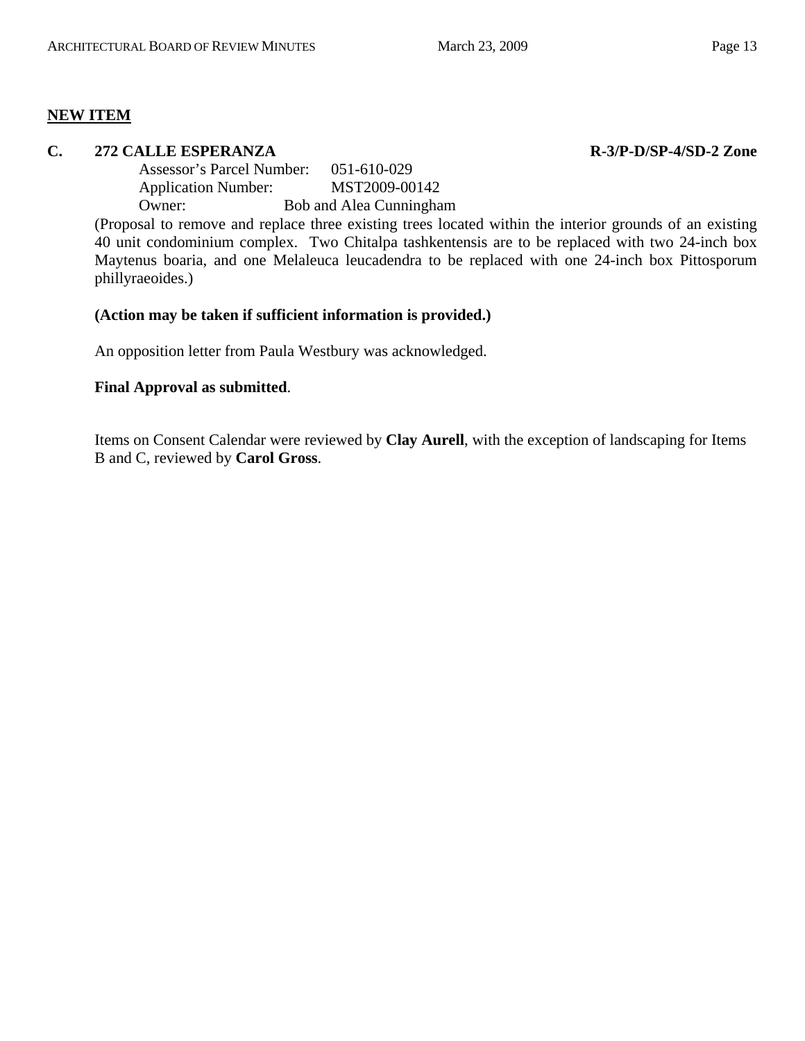**NEW ITEM**

**C. 272 CALLE ESPERANZA** **R-3/P-D/SP-4/SD-2 Zone**

Assessor's Parcel Number: 051-610-029
Application Number: MST2009-00142
Owner: Bob and Alea Cunningham

(Proposal to remove and replace three existing trees located within the interior grounds of an existing 40 unit condominium complex. Two Chitalpa tashkentensis are to be replaced with two 24-inch box Maytenus boaria, and one Melaleuca leucadendra to be replaced with one 24-inch box Pittosporum phillyraeoides.)

**(Action may be taken if sufficient information is provided.)**

An opposition letter from Paula Westbury was acknowledged.

**Final Approval as submitted**.

Items on Consent Calendar were reviewed by **Clay Aurell**, with the exception of landscaping for Items B and C, reviewed by **Carol Gross**.